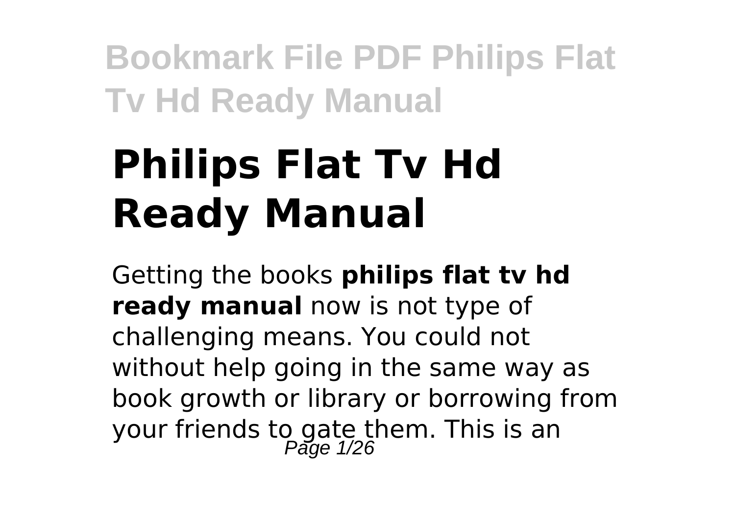# Philips Flat Tv Hd Ready Manual

Getting the books **philips flat tv hd ready manual** now is not type of challenging means. You could not without help going in the same way as book growth or library or borrowing from your friends to gate them. This is an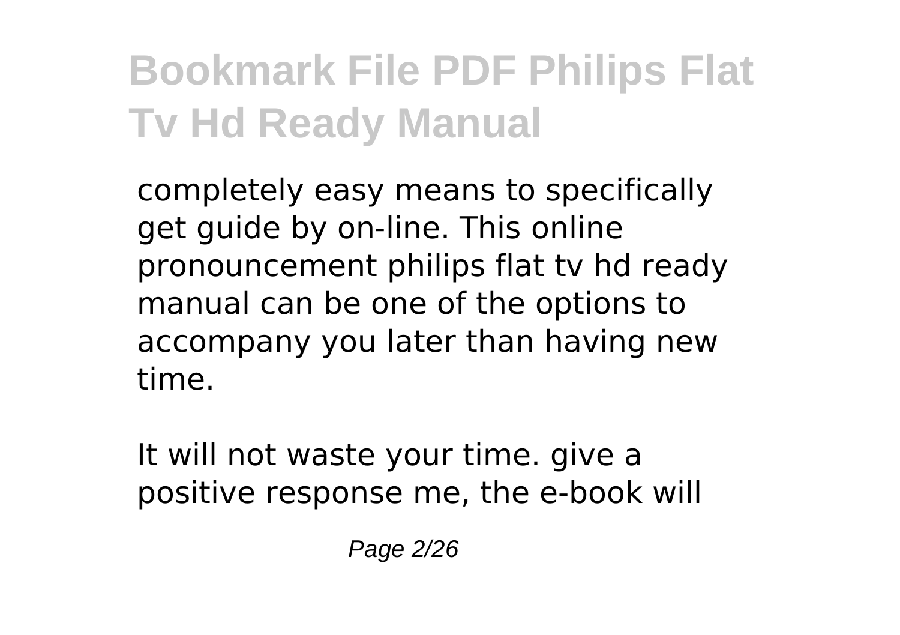completely easy means to specifically get guide by on-line. This online pronouncement philips flat tv hd ready manual can be one of the options to accompany you later than having new time.

It will not waste your time. give a positive response me, the e-book will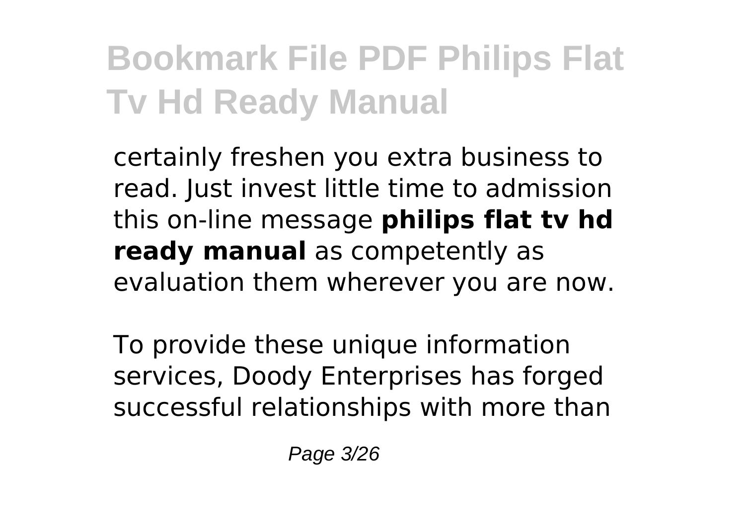certainly freshen you extra business to read. Just invest little time to admission this on-line message **philips flat tv hd ready manual** as competently as evaluation them wherever you are now.

To provide these unique information services, Doody Enterprises has forged successful relationships with more than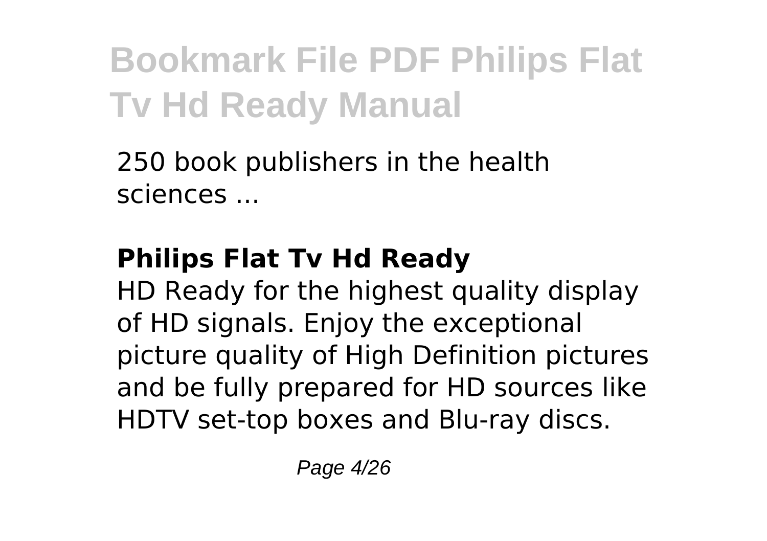250 book publishers in the health sciences ...

### Philips Flat Tv Hd Ready

HD Ready for the highest quality display of HD signals. Enjoy the exceptional picture quality of High Definition pictures and be fully prepared for HD sources like HDTV set-top boxes and Blu-ray discs.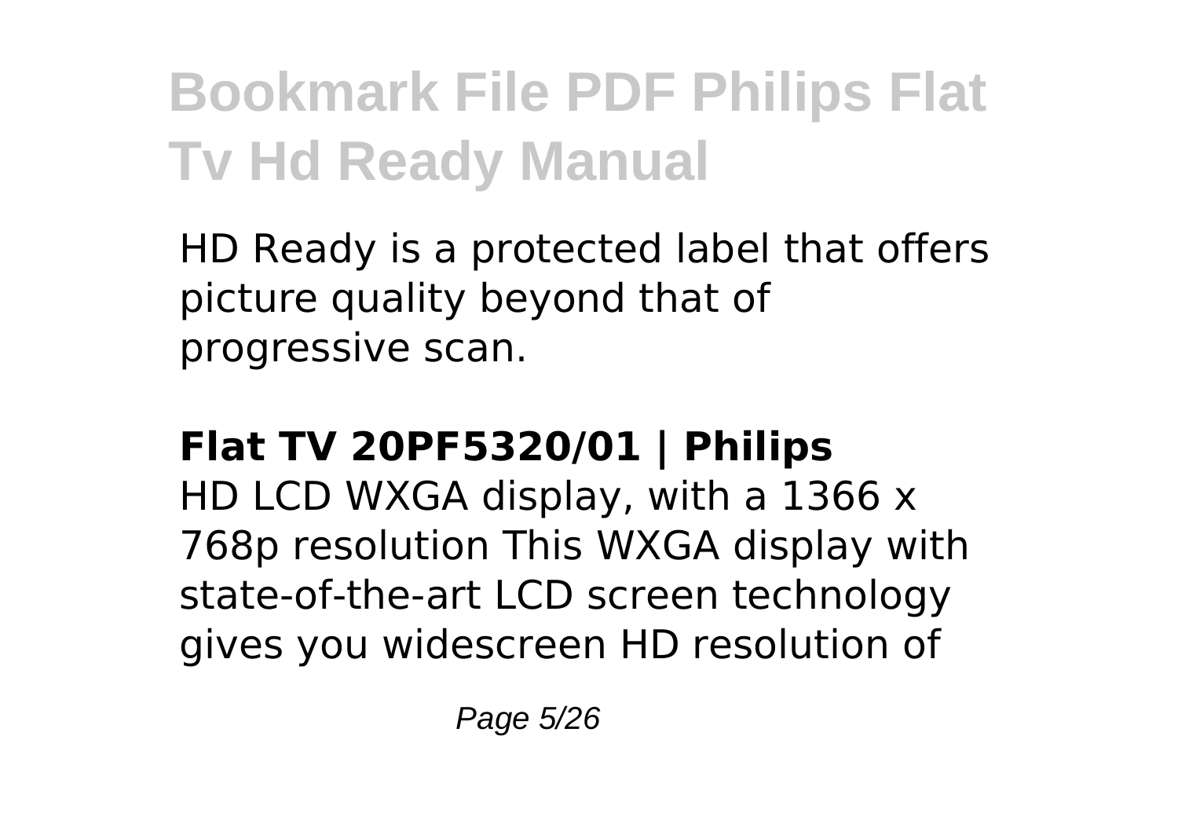HD Ready is a protected label that offers picture quality beyond that of progressive scan.

**Flat TV 20PF5320/01 | Philips**

HD LCD WXGA display, with a 1366 x 768p resolution This WXGA display with state-of-the-art LCD screen technology gives you widescreen HD resolution of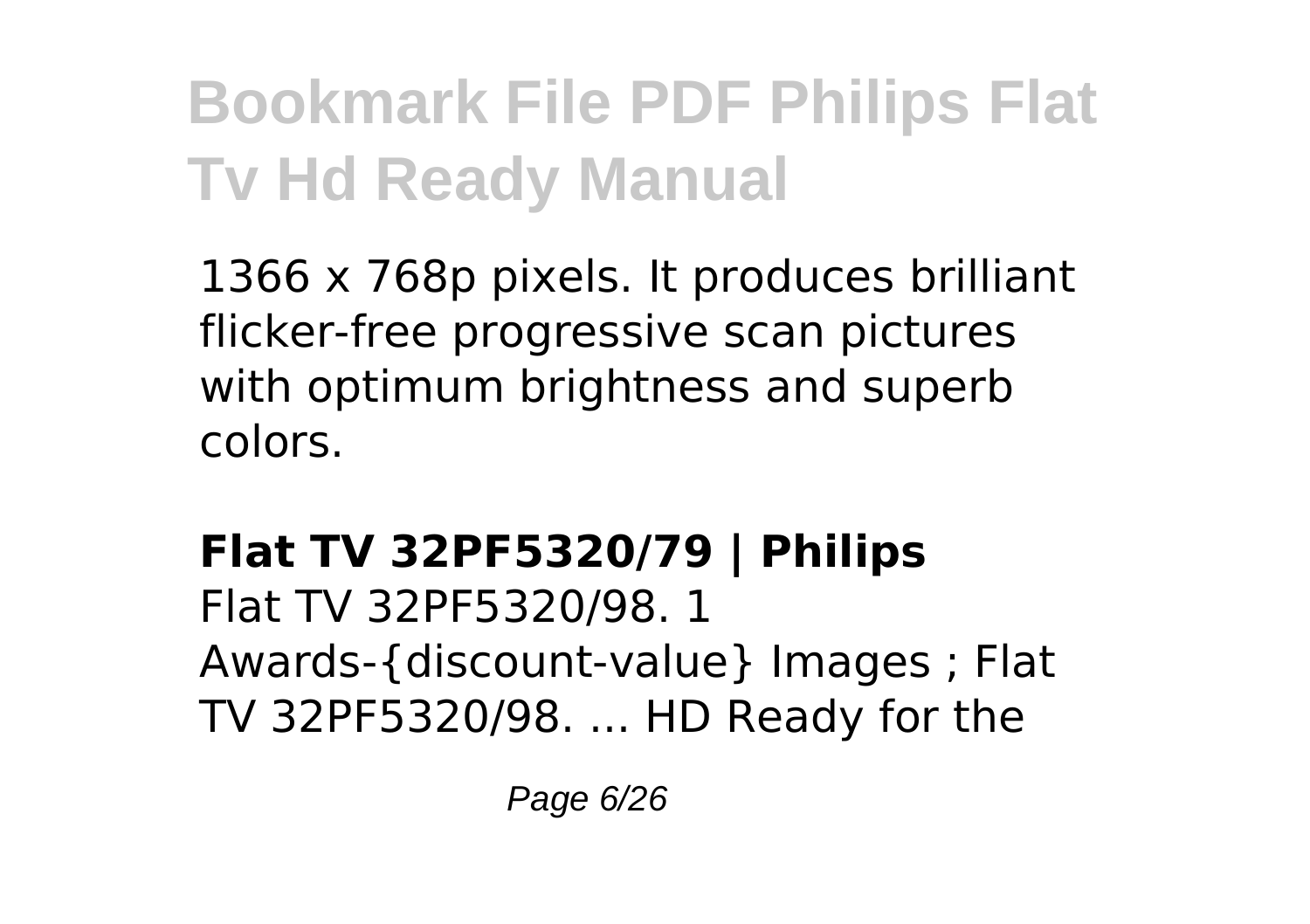1366 x 768p pixels. It produces brilliant flicker-free progressive scan pictures with optimum brightness and superb colors.

**Flat TV 32PF5320/79 | Philips**

Flat TV 32PF5320/98. 1 Awards-{discount-value} Images ; Flat TV 32PF5320/98. ... HD Ready for the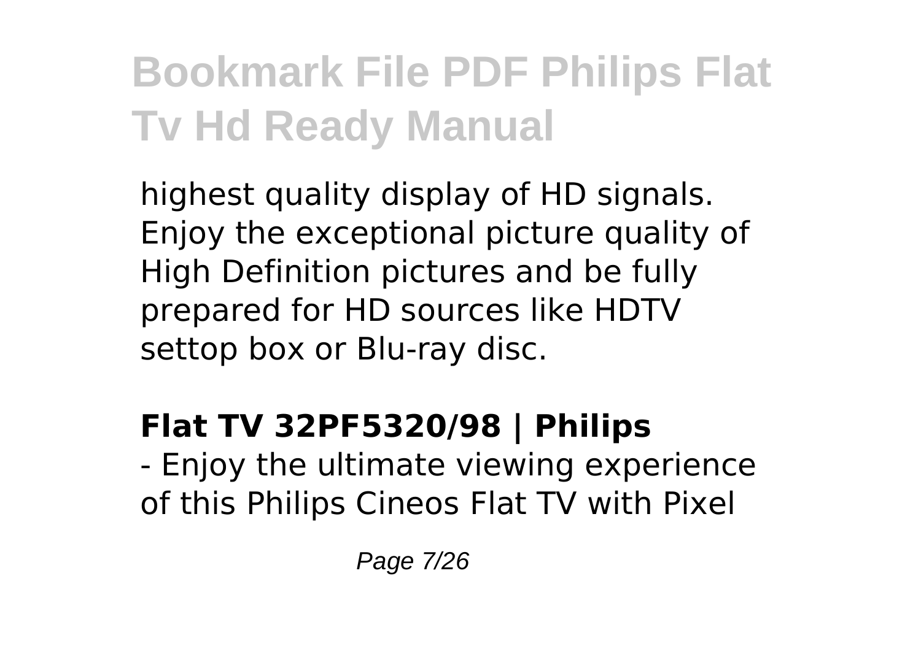highest quality display of HD signals. Enjoy the exceptional picture quality of High Definition pictures and be fully prepared for HD sources like HDTV settop box or Blu-ray disc.

### Flat TV 32PF5320/98 | Philips

- Enjoy the ultimate viewing experience of this Philips Cineos Flat TV with Pixel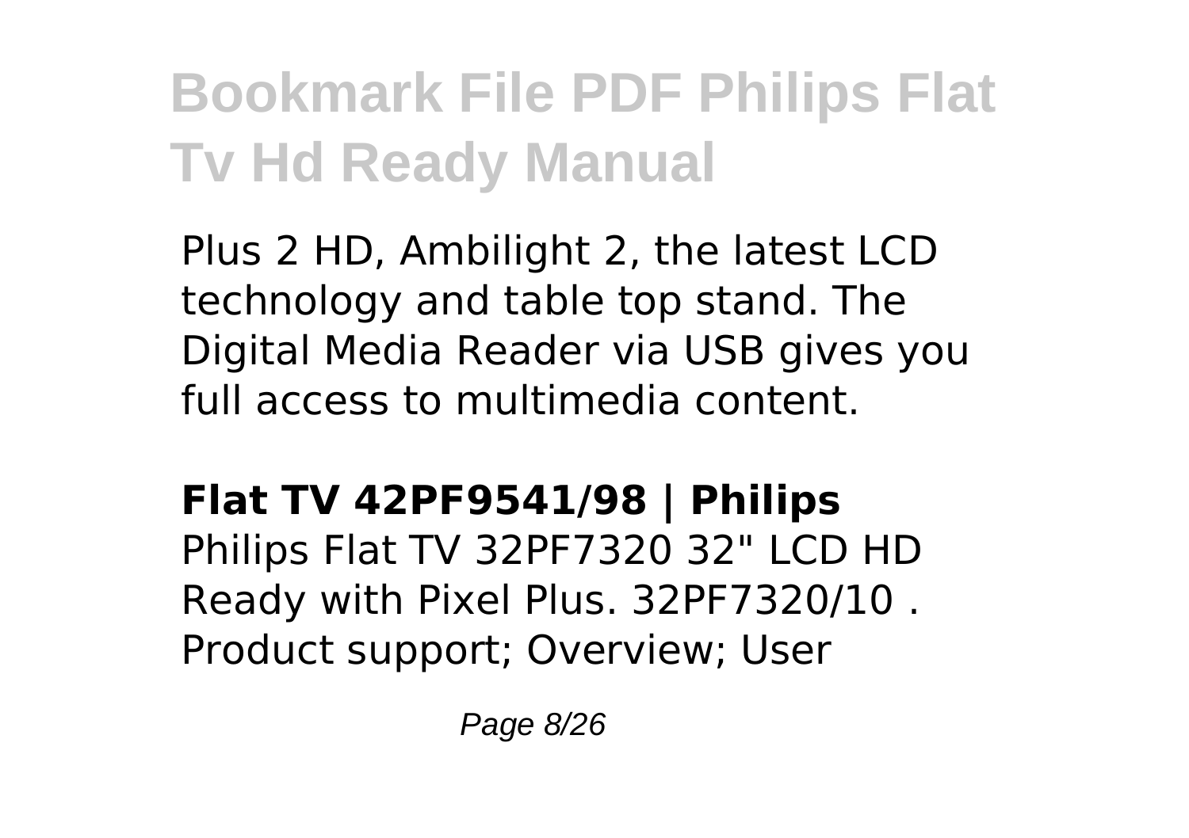Plus 2 HD, Ambilight 2, the latest LCD technology and table top stand. The Digital Media Reader via USB gives you full access to multimedia content.

**Flat TV 42PF9541/98 | Philips**

Philips Flat TV 32PF7320 32" LCD HD Ready with Pixel Plus. 32PF7320/10 . Product support; Overview; User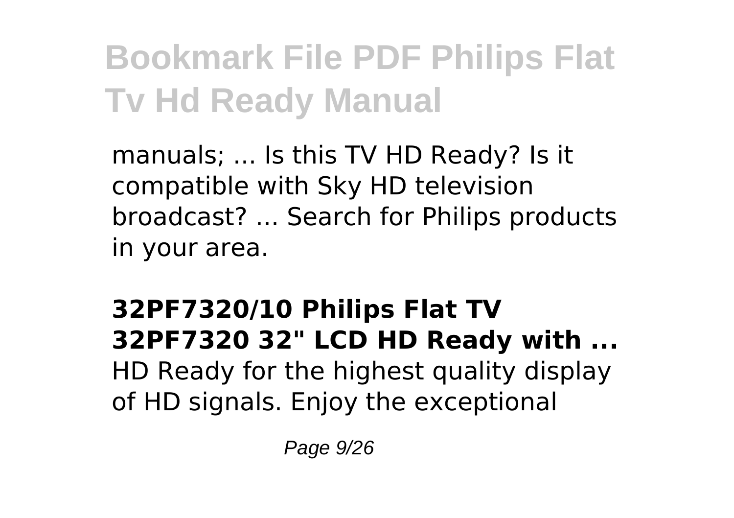manuals; ... Is this TV HD Ready? Is it compatible with Sky HD television broadcast? ... Search for Philips products in your area.

**32PF7320/10 Philips Flat TV 32PF7320 32" LCD HD Ready with ...**

HD Ready for the highest quality display of HD signals. Enjoy the exceptional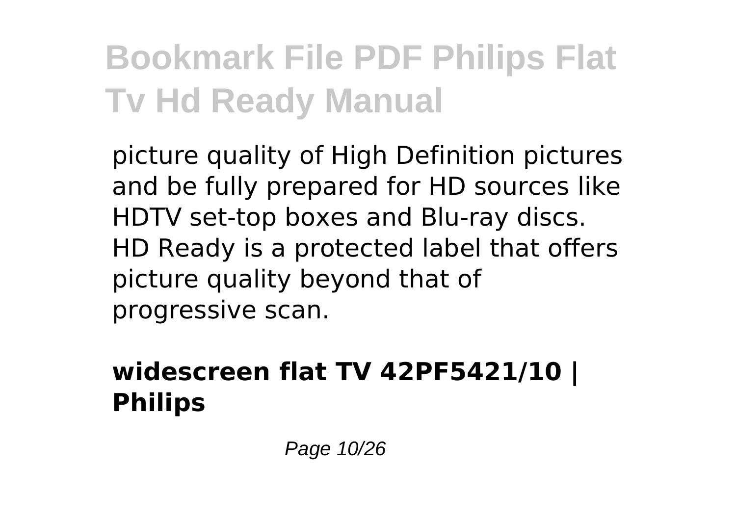picture quality of High Definition pictures and be fully prepared for HD sources like HDTV set-top boxes and Blu-ray discs. HD Ready is a protected label that offers picture quality beyond that of progressive scan.

**widescreen flat TV 42PF5421/10 | Philips**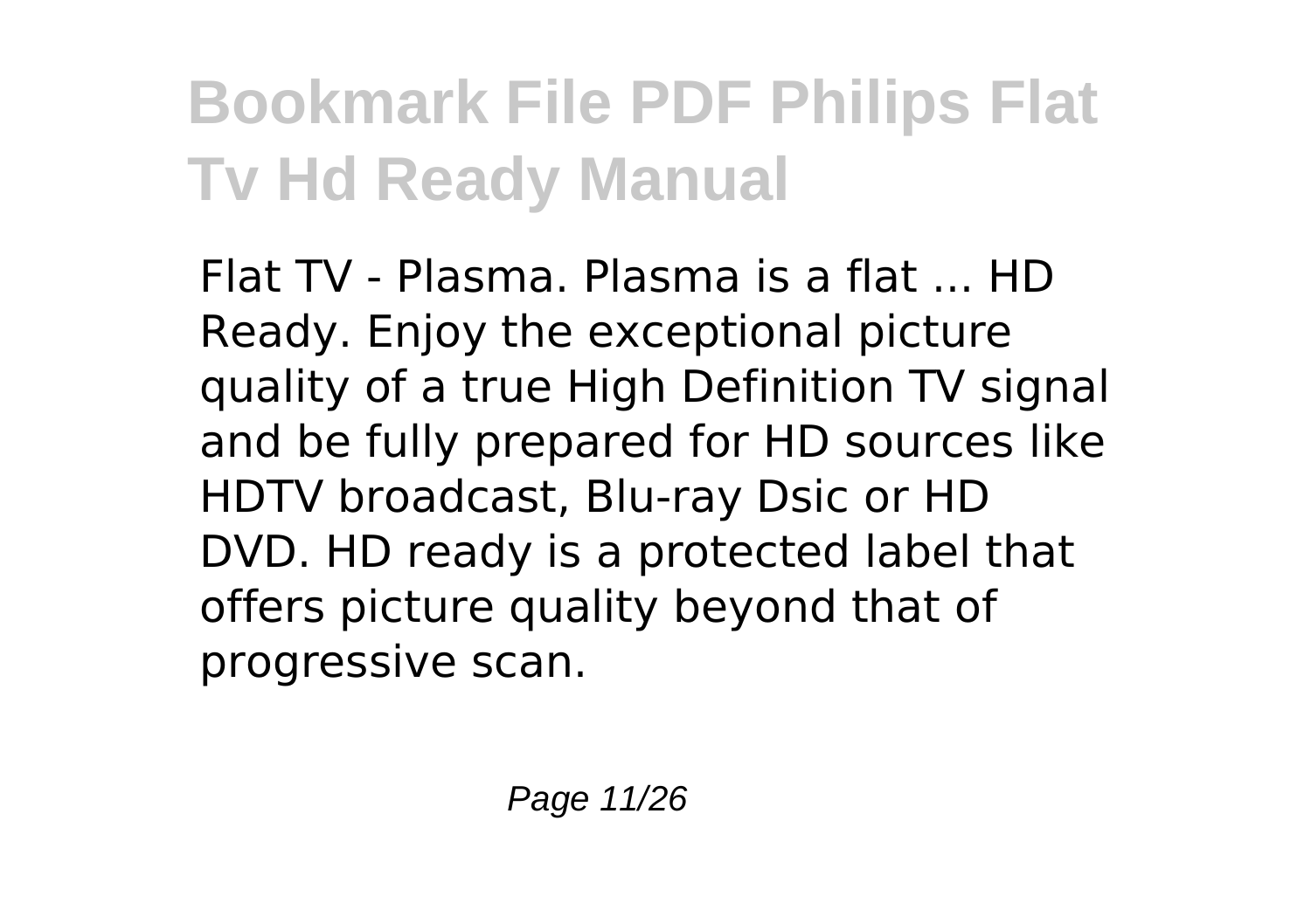Flat TV - Plasma. Plasma is a flat ... HD Ready. Enjoy the exceptional picture quality of a true High Definition TV signal and be fully prepared for HD sources like HDTV broadcast, Blu-ray Dsic or HD DVD. HD ready is a protected label that offers picture quality beyond that of progressive scan.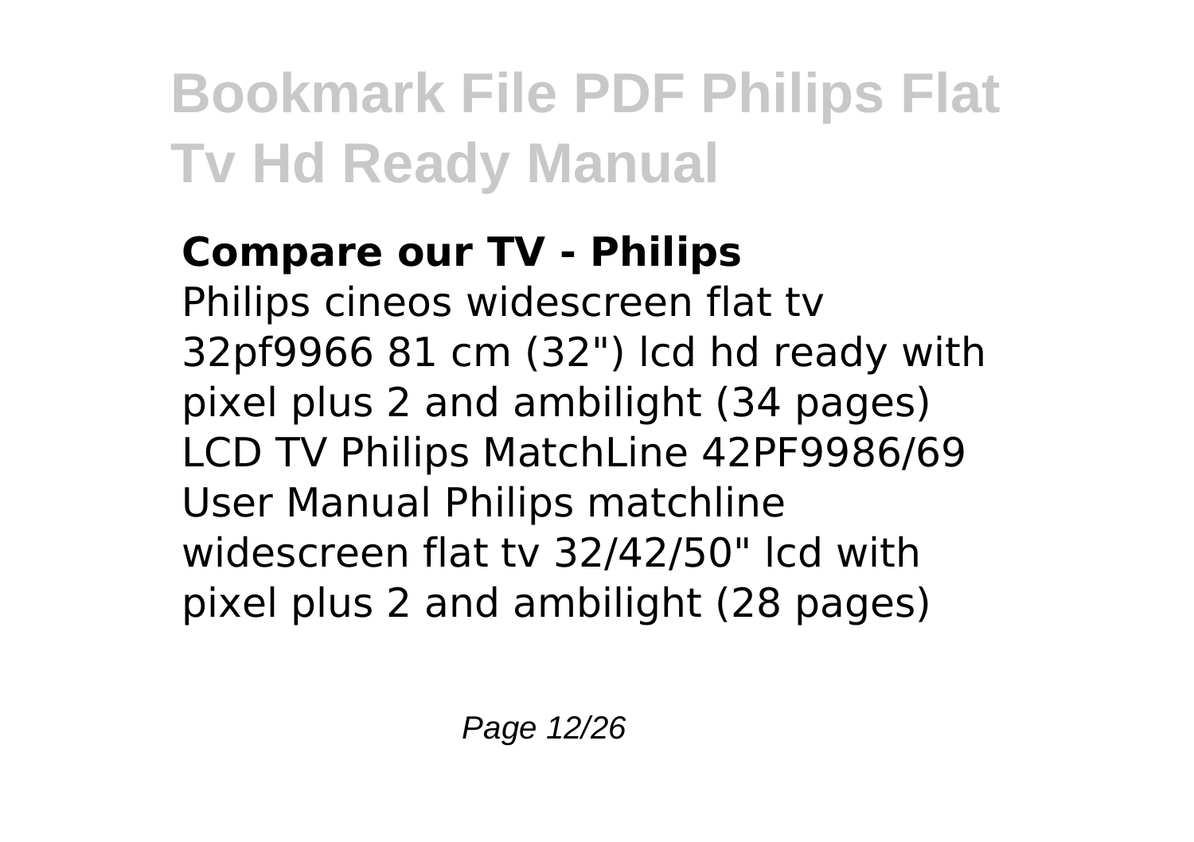**Compare our TV - Philips**

Philips cineos widescreen flat tv 32pf9966 81 cm (32") lcd hd ready with pixel plus 2 and ambilight (34 pages) LCD TV Philips MatchLine 42PF9986/69 User Manual Philips matchline widescreen flat tv 32/42/50" lcd with pixel plus 2 and ambilight (28 pages)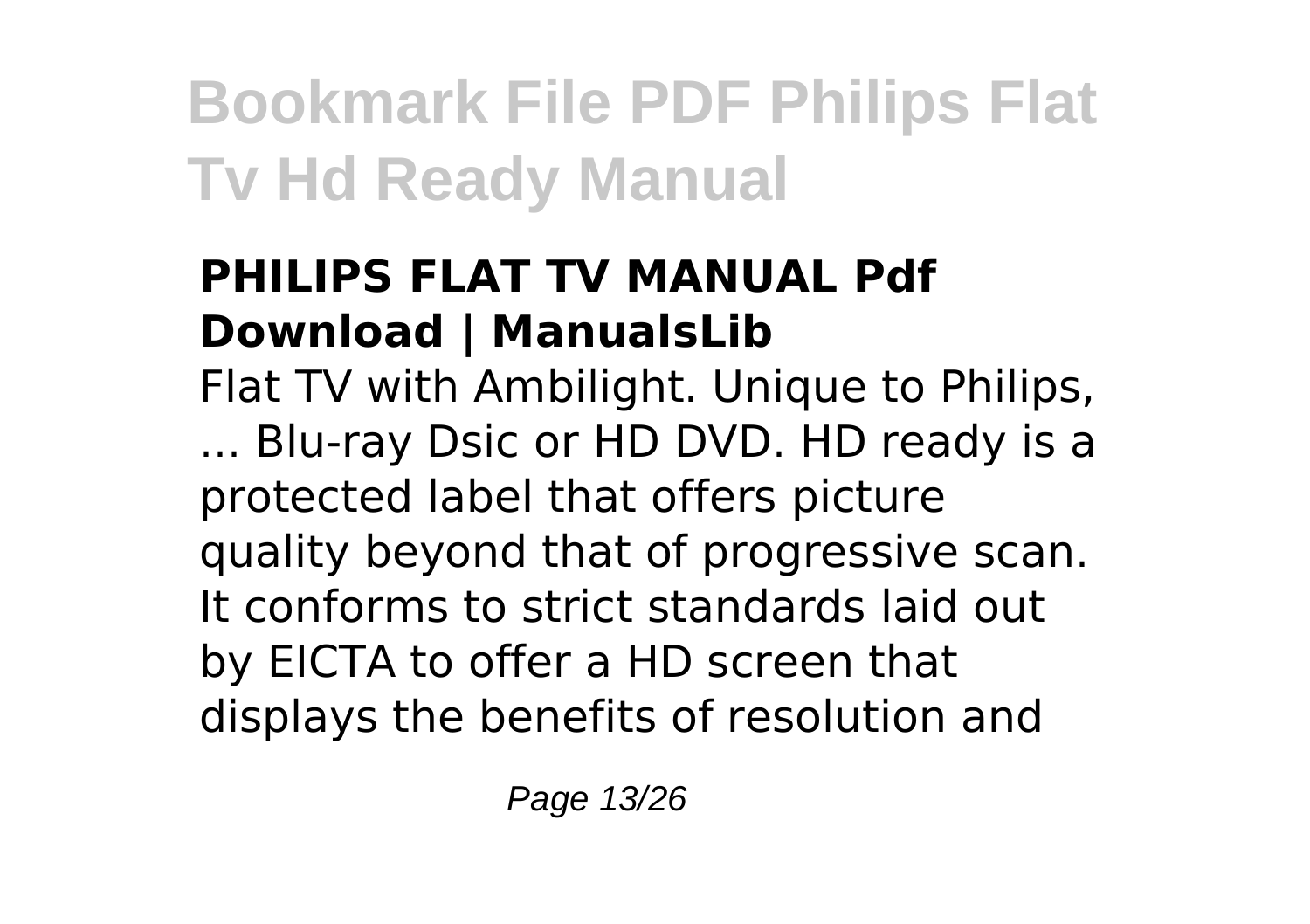### PHILIPS FLAT TV MANUAL Pdf Download | ManualsLib

Flat TV with Ambilight. Unique to Philips, ... Blu-ray Dsic or HD DVD. HD ready is a protected label that offers picture quality beyond that of progressive scan. It conforms to strict standards laid out by EICTA to offer a HD screen that displays the benefits of resolution and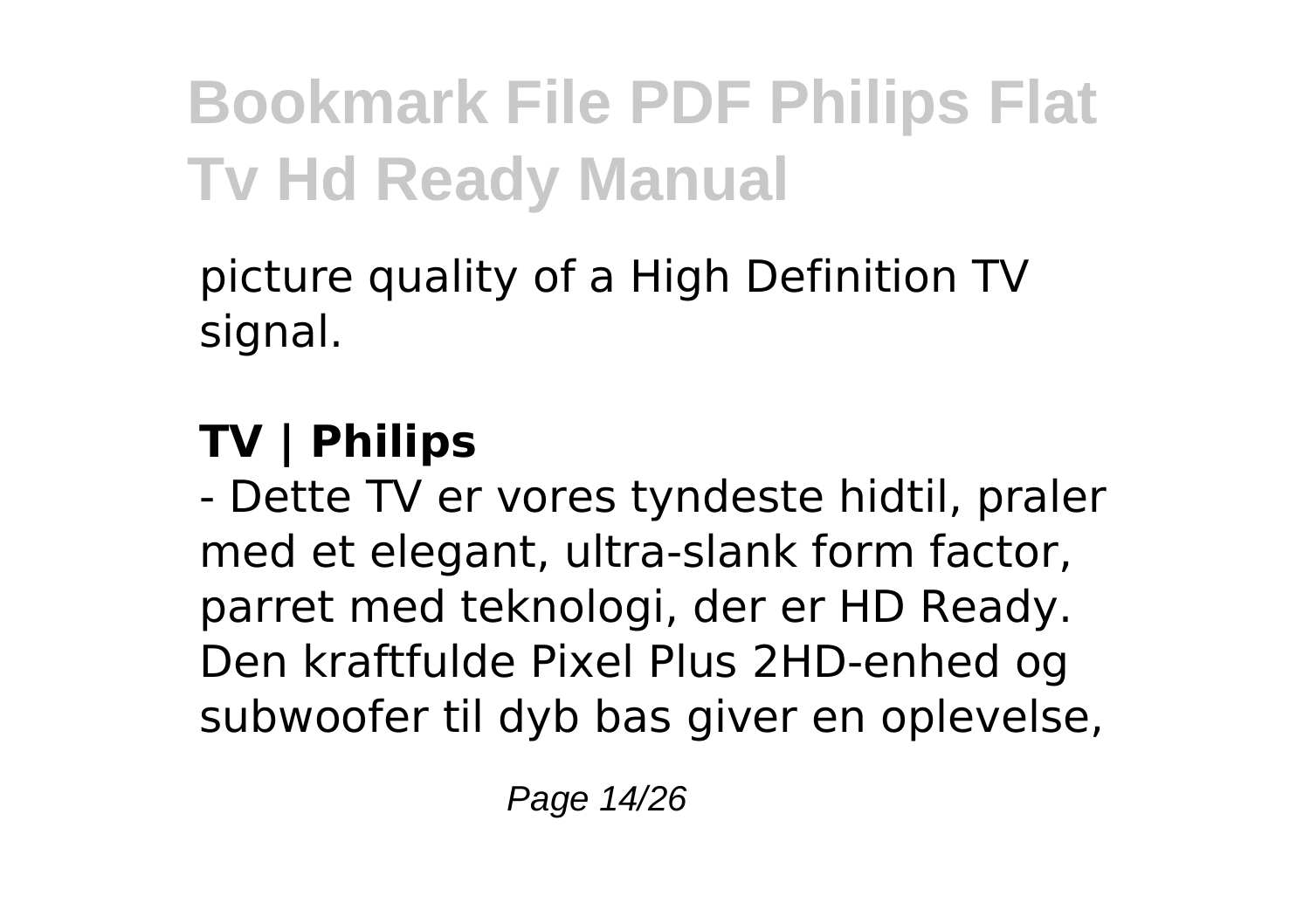picture quality of a High Definition TV signal.

## TV | Philips

- Dette TV er vores tyndeste hidtil, praler med et elegant, ultra-slank form factor, parret med teknologi, der er HD Ready. Den kraftfulde Pixel Plus 2HD-enhed og subwoofer til dyb bas giver en oplevelse,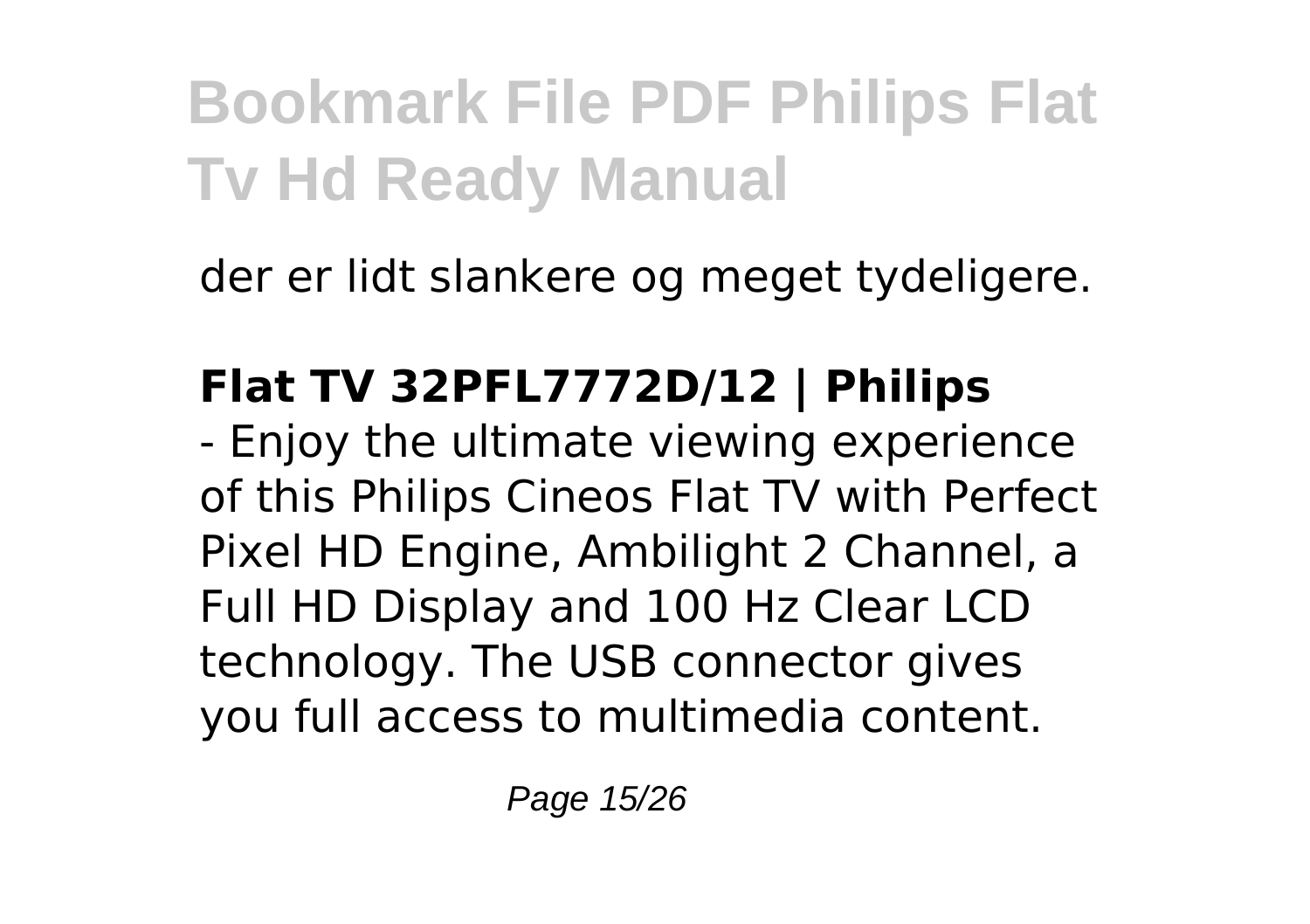der er lidt slankere og meget tydeligere.

**Flat TV 32PFL7772D/12 | Philips**

- Enjoy the ultimate viewing experience of this Philips Cineos Flat TV with Perfect Pixel HD Engine, Ambilight 2 Channel, a Full HD Display and 100 Hz Clear LCD technology. The USB connector gives you full access to multimedia content.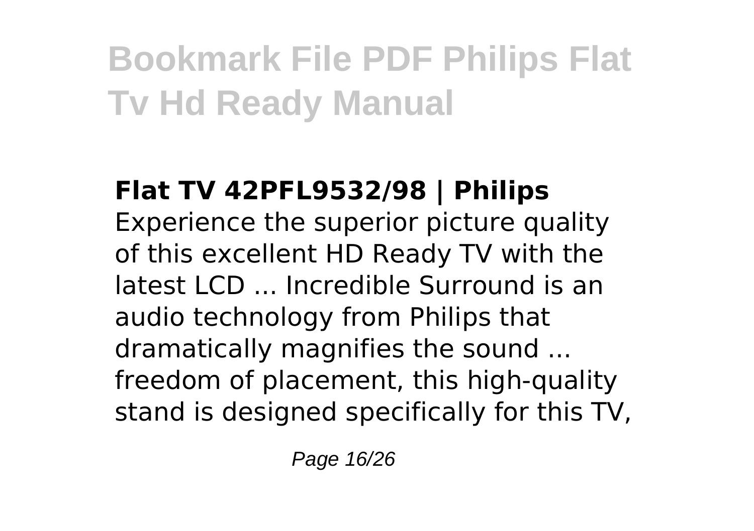## Flat TV 42PFL9532/98 | Philips

Experience the superior picture quality of this excellent HD Ready TV with the latest LCD ... Incredible Surround is an audio technology from Philips that dramatically magnifies the sound ... freedom of placement, this high-quality stand is designed specifically for this TV,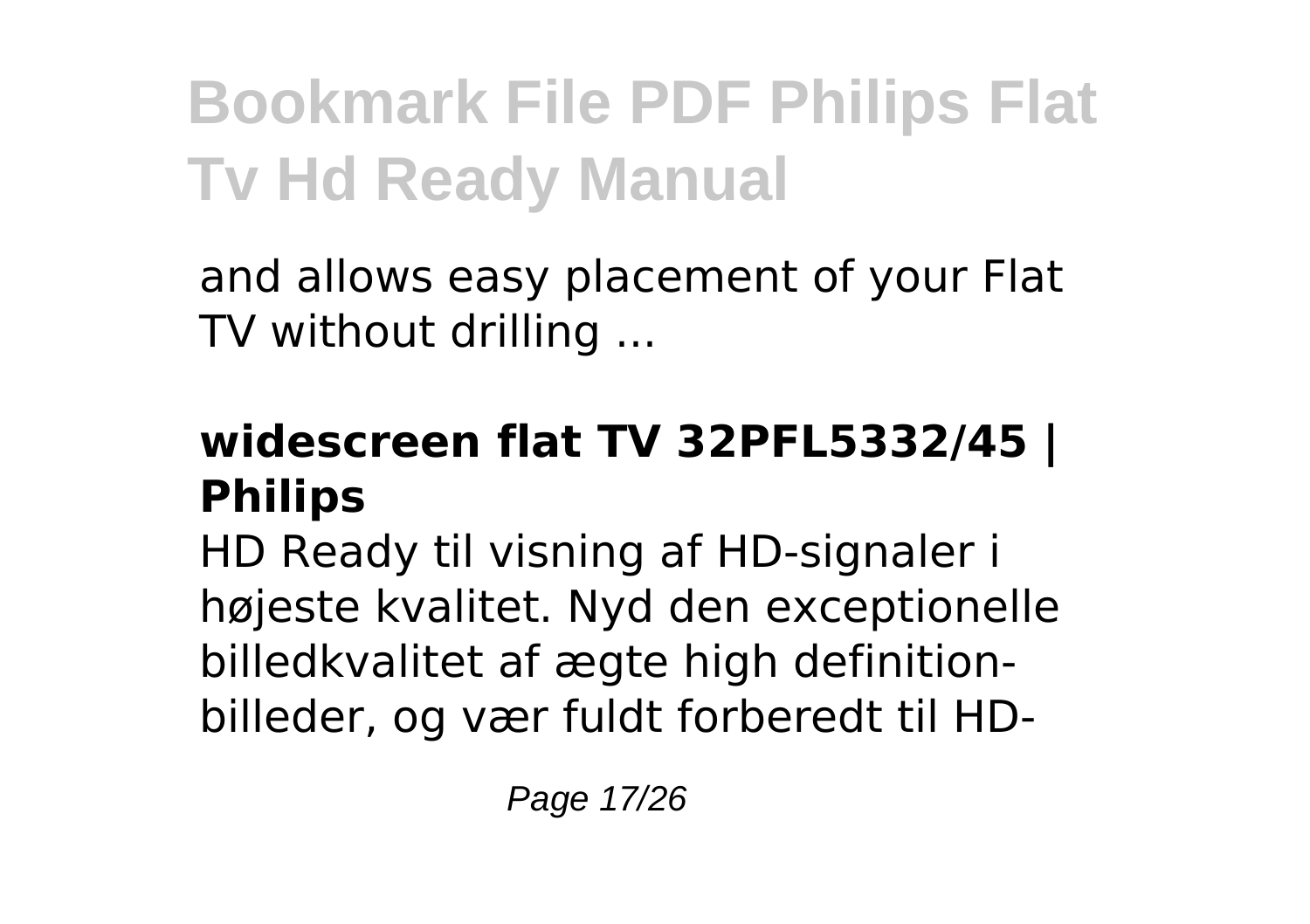and allows easy placement of your Flat TV without drilling ...

### widescreen flat TV 32PFL5332/45 | Philips

HD Ready til visning af HD-signaler i højeste kvalitet. Nyd den exceptionelle billedkvalitet af ægte high definition-billeder, og vær fuldt forberedt til HD-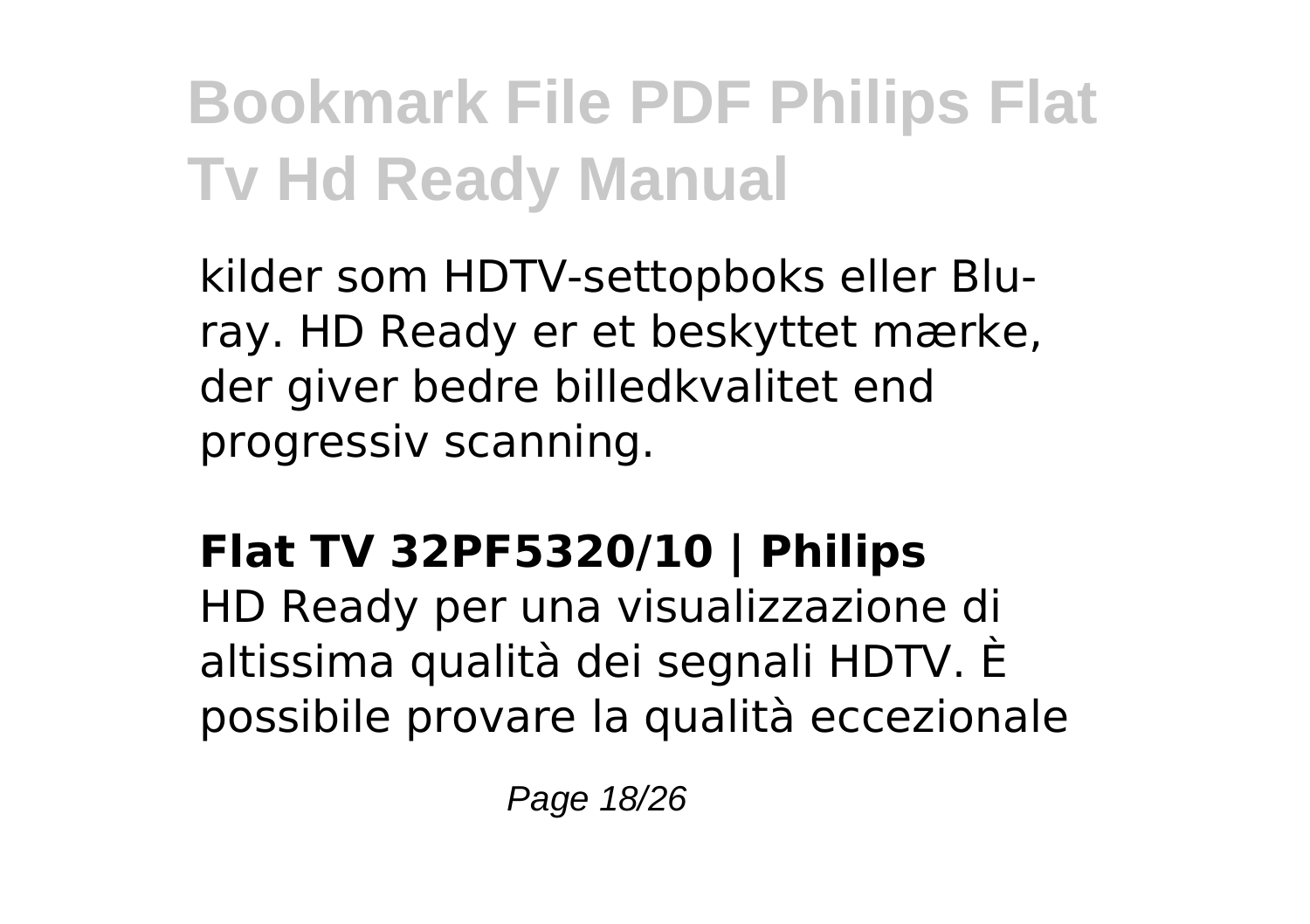kilder som HDTV-settopboks eller Blu-ray. HD Ready er et beskyttet mærke, der giver bedre billedkvalitet end progressiv scanning.

## Flat TV 32PF5320/10 | Philips

HD Ready per una visualizzazione di altissima qualità dei segnali HDTV. È possibile provare la qualità eccezionale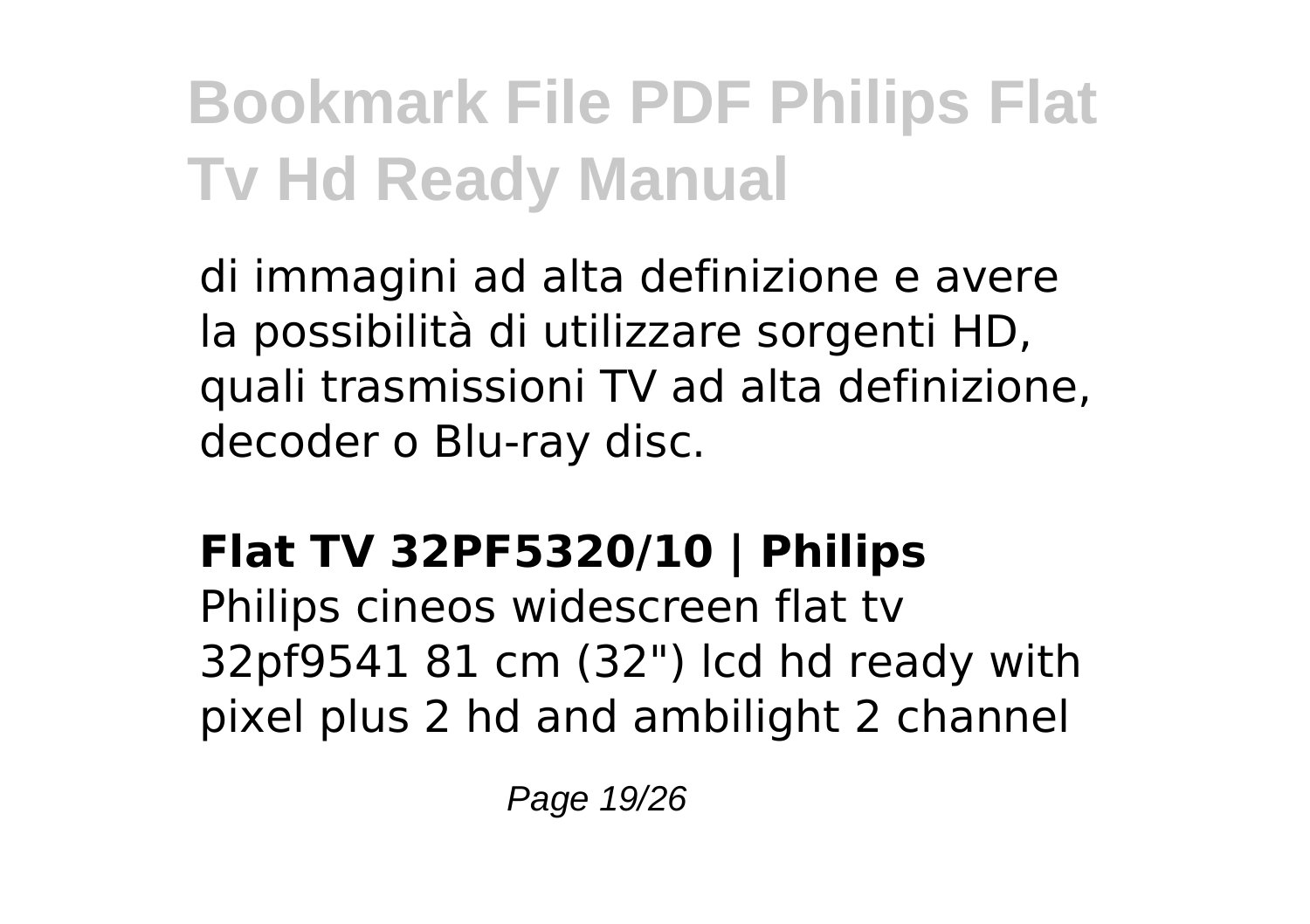di immagini ad alta definizione e avere la possibilità di utilizzare sorgenti HD, quali trasmissioni TV ad alta definizione, decoder o Blu-ray disc.

## Flat TV 32PF5320/10 | Philips

Philips cineos widescreen flat tv 32pf9541 81 cm (32") lcd hd ready with pixel plus 2 hd and ambilight 2 channel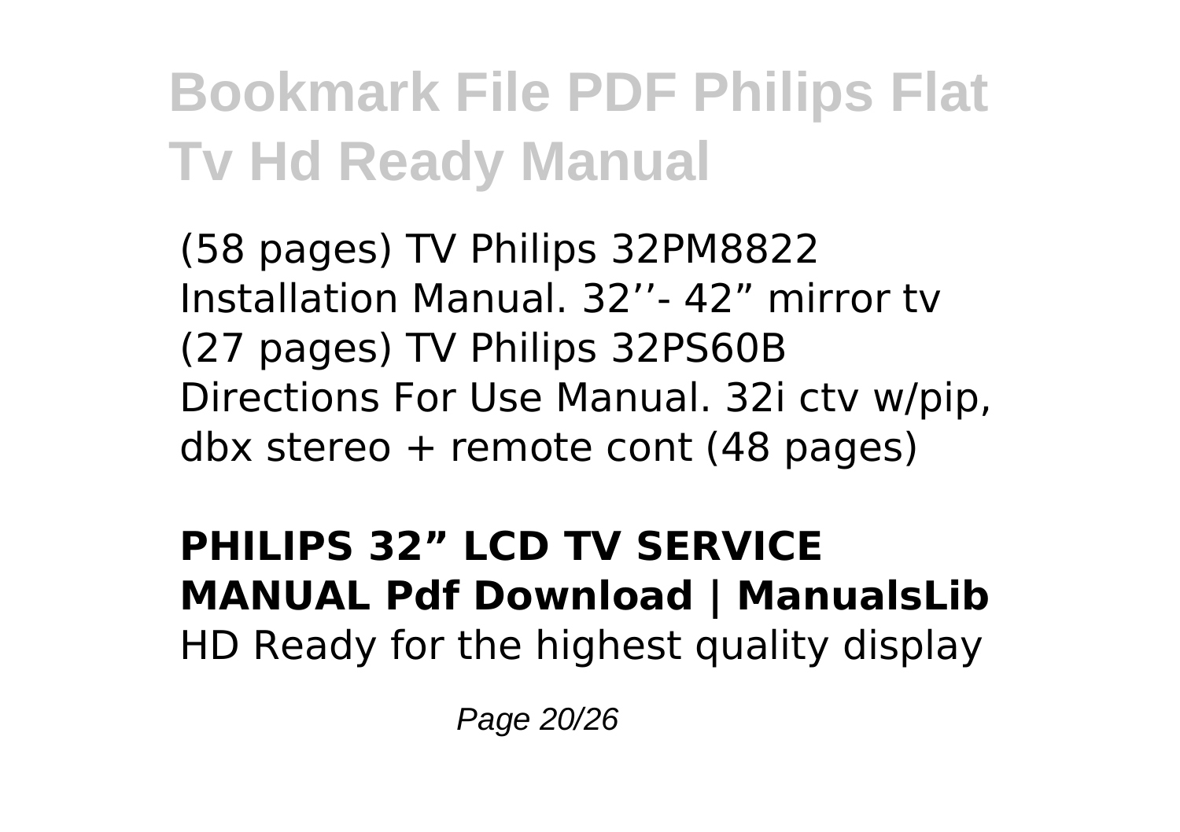(58 pages) TV Philips 32PM8822 Installation Manual. 32’’- 42” mirror tv (27 pages) TV Philips 32PS60B Directions For Use Manual. 32i ctv w/pip, dbx stereo + remote cont (48 pages)

**PHILIPS 32” LCD TV SERVICE MANUAL Pdf Download | ManualsLib**

HD Ready for the highest quality display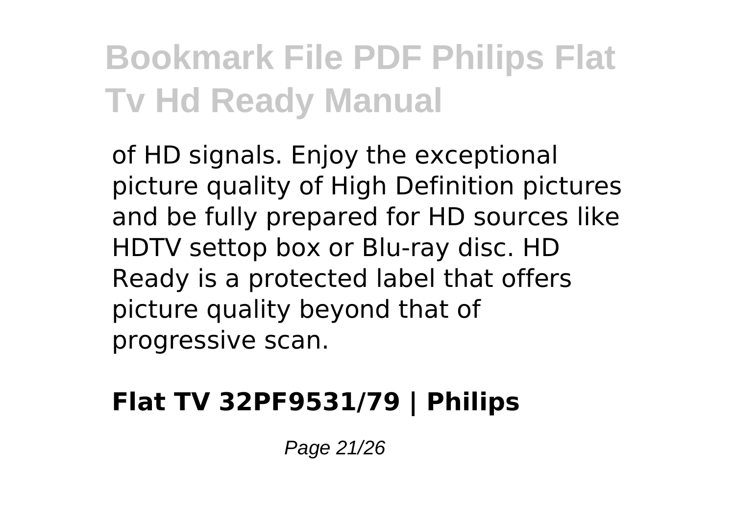of HD signals. Enjoy the exceptional picture quality of High Definition pictures and be fully prepared for HD sources like HDTV settop box or Blu-ray disc. HD Ready is a protected label that offers picture quality beyond that of progressive scan.

## Flat TV 32PF9531/79 | Philips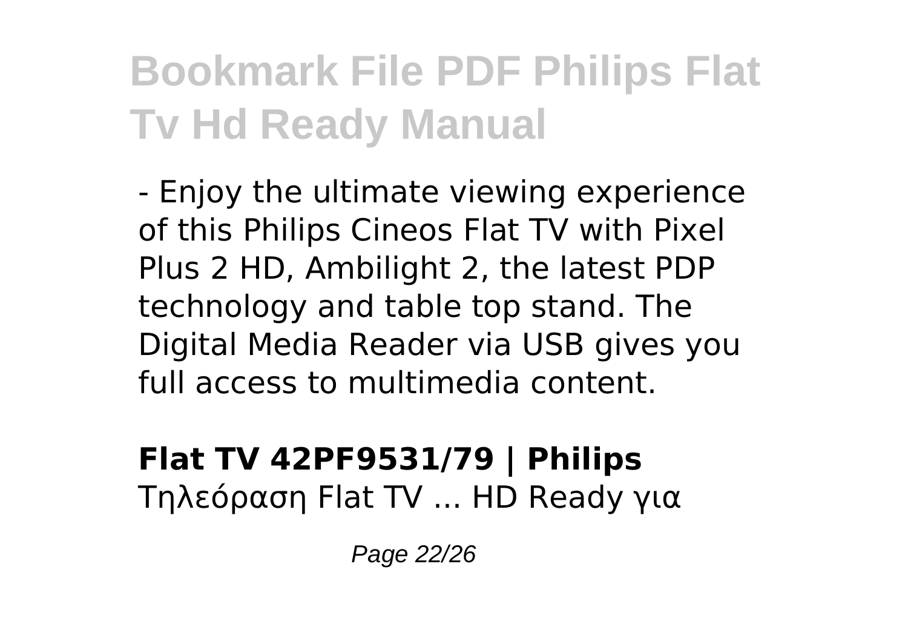- Enjoy the ultimate viewing experience of this Philips Cineos Flat TV with Pixel Plus 2 HD, Ambilight 2, the latest PDP technology and table top stand. The Digital Media Reader via USB gives you full access to multimedia content.

**Flat TV 42PF9531/79 | Philips**

Τηλεόραση Flat TV ... HD Ready για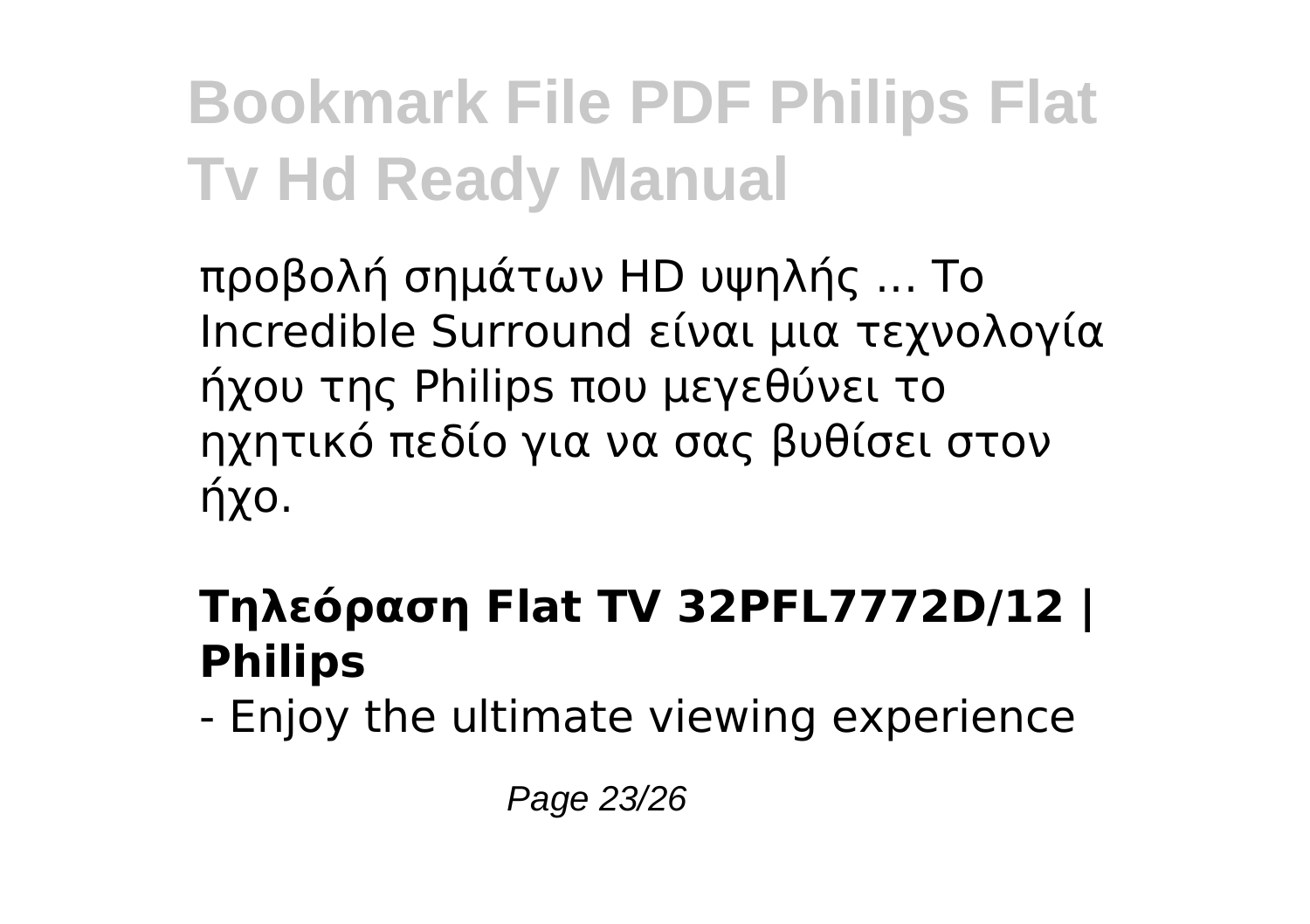προβολή σημάτων HD υψηλής ... Το Incredible Surround είναι μια τεχνολογία ήχου της Philips που μεγεθύνει το ηχητικό πεδίο για να σας βυθίσει στον ήχο.

## Τηλεόραση Flat TV 32PFL7772D/12 | Philips

- Enjoy the ultimate viewing experience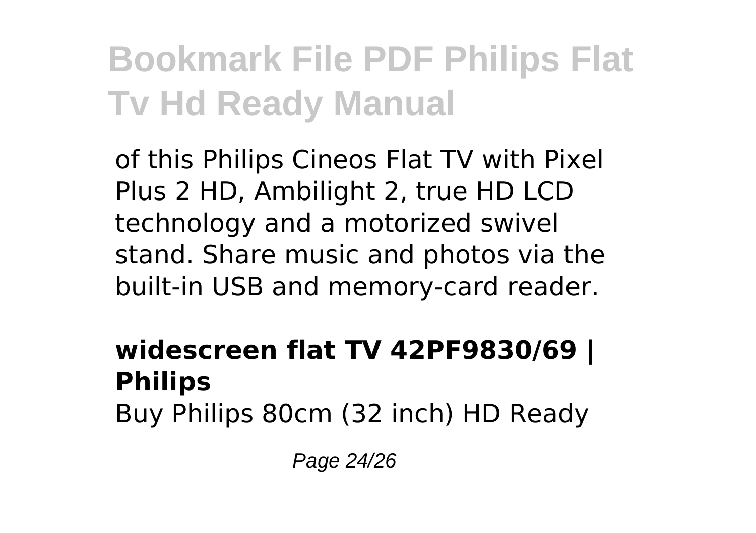of this Philips Cineos Flat TV with Pixel Plus 2 HD, Ambilight 2, true HD LCD technology and a motorized swivel stand. Share music and photos via the built-in USB and memory-card reader.

**widescreen flat TV 42PF9830/69 | Philips**

Buy Philips 80cm (32 inch) HD Ready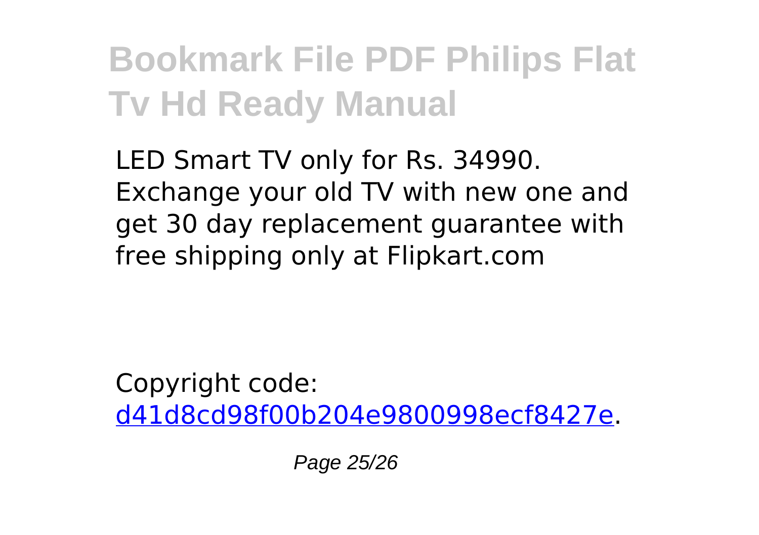LED Smart TV only for Rs. 34990. Exchange your old TV with new one and get 30 day replacement guarantee with free shipping only at Flipkart.com

Copyright code: d41d8cd98f00b204e9800998ecf8427e.